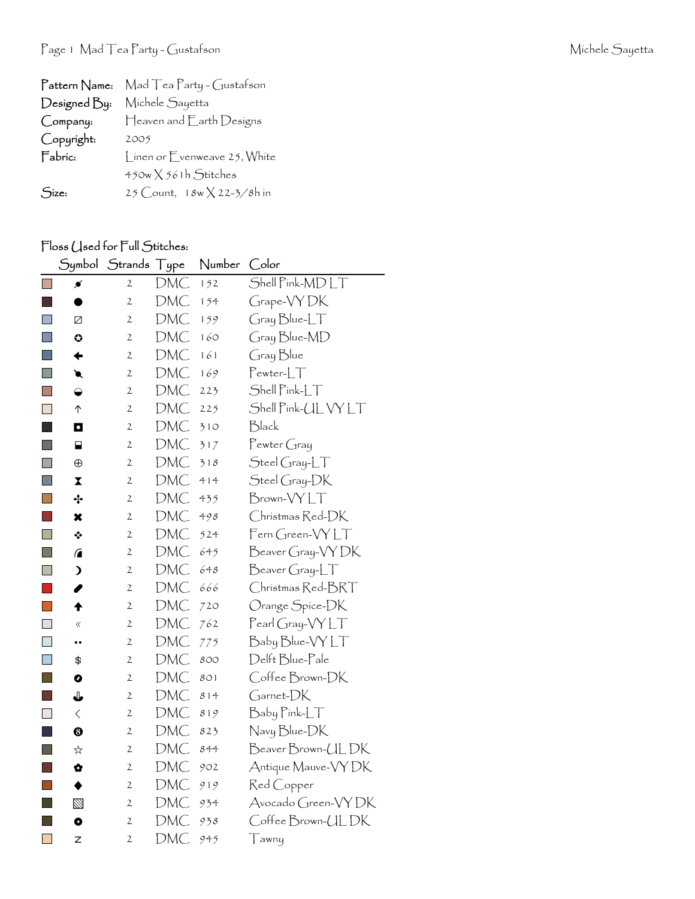**Pattern Name:** Mad Tea Party - Gustafson
**Designed By:** Michele Sayetta
**Company:** Heaven and Earth Designs
**Copyright:** 2005
**Fabric:** Linen or Evenweave 25, White
450w X 561h Stitches
**Size:** 25 Count, 18w X 22-3/8h in

## Floss Used for Full Stitches:

| Symbol | Strands | Type | Number | Color |
|---|---|---|---|---|
| ⸬ | 2 | DMC | 152 | Shell Pink-MD LT |
| ● | 2 | DMC | 154 | Grape-VY DK |
| ⊠ | 2 | DMC | 159 | Gray Blue-LT |
| ✪ | 2 | DMC | 160 | Gray Blue-MD |
| ← | 2 | DMC | 161 | Gray Blue |
| ↘ | 2 | DMC | 169 | Pewter-LT |
| ◒ | 2 | DMC | 223 | Shell Pink-LT |
| ↑ | 2 | DMC | 225 | Shell Pink-UL VY LT |
| ◘ | 2 | DMC | 310 | Black |
| ⬓ | 2 | DMC | 317 | Pewter Gray |
| ⊕ | 2 | DMC | 318 | Steel Gray-LT |
| ⧗ | 2 | DMC | 414 | Steel Gray-DK |
| ✣ | 2 | DMC | 435 | Brown-VY LT |
| ✖ | 2 | DMC | 498 | Christmas Red-DK |
| ❖ | 2 | DMC | 524 | Fern Green-VY LT |
| ◢ | 2 | DMC | 645 | Beaver Gray-VY DK |
| ☽ | 2 | DMC | 648 | Beaver Gray-LT |
| ✎ | 2 | DMC | 666 | Christmas Red-BRT |
| ⬆ | 2 | DMC | 720 | Orange Spice-DK |
| « | 2 | DMC | 762 | Pearl Gray-VY LT |
| •• | 2 | DMC | 775 | Baby Blue-VY LT |
| $ | 2 | DMC | 800 | Delft Blue-Pale |
| ➋ | 2 | DMC | 801 | Coffee Brown-DK |
| ⚓ | 2 | DMC | 814 | Garnet-DK |
| < | 2 | DMC | 819 | Baby Pink-LT |
| ❽ | 2 | DMC | 823 | Navy Blue-DK |
| ☆ | 2 | DMC | 844 | Beaver Brown-UL DK |
| ✿ | 2 | DMC | 902 | Antique Mauve-VY DK |
| ◆ | 2 | DMC | 919 | Red Copper |
| ▧ | 2 | DMC | 934 | Avocado Green-VY DK |
| ◉ | 2 | DMC | 938 | Coffee Brown-UL DK |
| z | 2 | DMC | 945 | Tawny |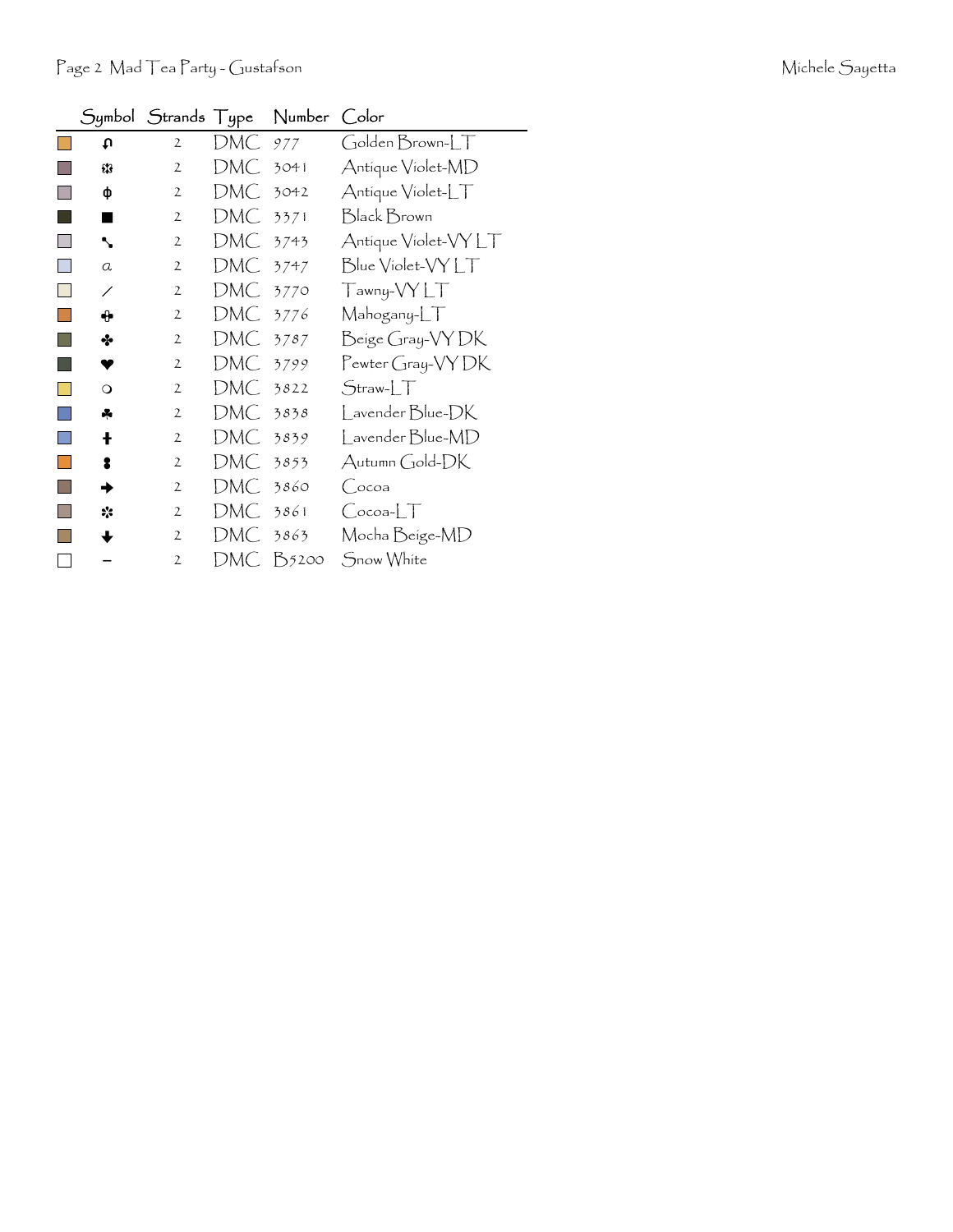| Symbol | Strands | Type | Number | Color |
|---|---|---|---|---|
| ↄ | 2 | DMC | 977 | Golden Brown-LT |
| ✲ | 2 | DMC | 3041 | Antique Violet-MD |
| ɸ | 2 | DMC | 3042 | Antique Violet-LT |
| ■ | 2 | DMC | 3371 | Black Brown |
| ↘ | 2 | DMC | 3743 | Antique Violet-VY LT |
| a | 2 | DMC | 3747 | Blue Violet-VY LT |
| / | 2 | DMC | 3770 | Tawny-VY LT |
| ✥ | 2 | DMC | 3776 | Mahogany-LT |
| ✤ | 2 | DMC | 3787 | Beige Gray-VY DK |
| ♥ | 2 | DMC | 3799 | Pewter Gray-VY DK |
| ❍ | 2 | DMC | 3822 | Straw-LT |
| ♣ | 2 | DMC | 3838 | Lavender Blue-DK |
| ✝ | 2 | DMC | 3839 | Lavender Blue-MD |
| ⁑ | 2 | DMC | 3853 | Autumn Gold-DK |
| ➔ | 2 | DMC | 3860 | Cocoa |
| ✲ | 2 | DMC | 3861 | Cocoa-LT |
| ⬇ | 2 | DMC | 3863 | Mocha Beige-MD |
| – | 2 | DMC | B5200 | Snow White |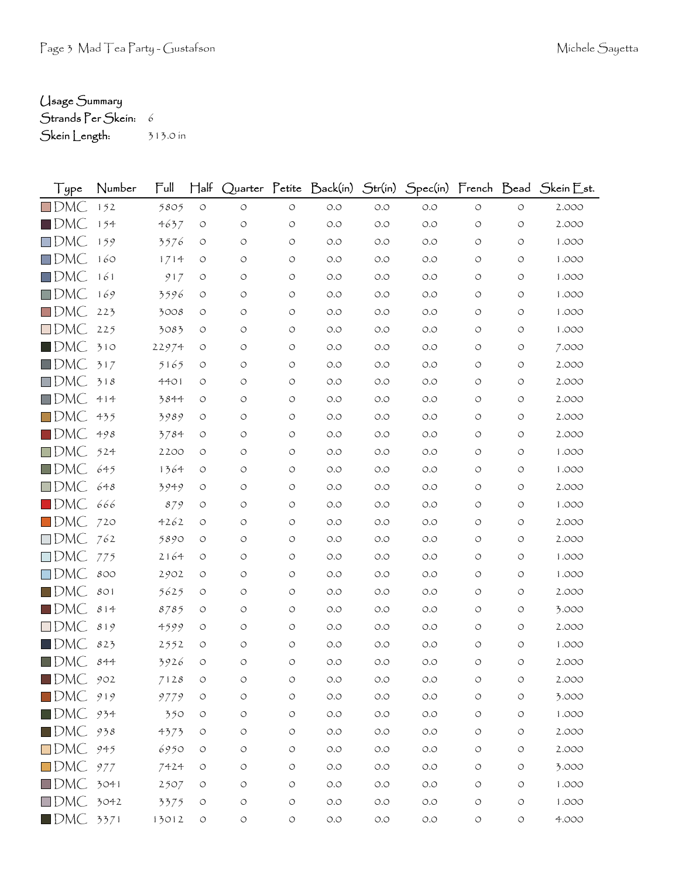Usage Summary
Strands Per Skein: 6
Skein Length: 313.0 in

| Type | Number | Full | Half | Quarter | Petite | Back(in) | Str(in) | Spec(in) | French | Bead | Skein Est. |
|---|---|---|---|---|---|---|---|---|---|---|---|
| DMC | 152 | 5805 | 0 | 0 | 0 | 0.0 | 0.0 | 0.0 | 0 | 0 | 2.000 |
| DMC | 154 | 4637 | 0 | 0 | 0 | 0.0 | 0.0 | 0.0 | 0 | 0 | 2.000 |
| DMC | 159 | 3576 | 0 | 0 | 0 | 0.0 | 0.0 | 0.0 | 0 | 0 | 1.000 |
| DMC | 160 | 1714 | 0 | 0 | 0 | 0.0 | 0.0 | 0.0 | 0 | 0 | 1.000 |
| DMC | 161 | 917 | 0 | 0 | 0 | 0.0 | 0.0 | 0.0 | 0 | 0 | 1.000 |
| DMC | 169 | 3596 | 0 | 0 | 0 | 0.0 | 0.0 | 0.0 | 0 | 0 | 1.000 |
| DMC | 223 | 3008 | 0 | 0 | 0 | 0.0 | 0.0 | 0.0 | 0 | 0 | 1.000 |
| DMC | 225 | 3083 | 0 | 0 | 0 | 0.0 | 0.0 | 0.0 | 0 | 0 | 1.000 |
| DMC | 310 | 22974 | 0 | 0 | 0 | 0.0 | 0.0 | 0.0 | 0 | 0 | 7.000 |
| DMC | 317 | 5165 | 0 | 0 | 0 | 0.0 | 0.0 | 0.0 | 0 | 0 | 2.000 |
| DMC | 318 | 4401 | 0 | 0 | 0 | 0.0 | 0.0 | 0.0 | 0 | 0 | 2.000 |
| DMC | 414 | 3844 | 0 | 0 | 0 | 0.0 | 0.0 | 0.0 | 0 | 0 | 2.000 |
| DMC | 435 | 3989 | 0 | 0 | 0 | 0.0 | 0.0 | 0.0 | 0 | 0 | 2.000 |
| DMC | 498 | 3784 | 0 | 0 | 0 | 0.0 | 0.0 | 0.0 | 0 | 0 | 2.000 |
| DMC | 524 | 2200 | 0 | 0 | 0 | 0.0 | 0.0 | 0.0 | 0 | 0 | 1.000 |
| DMC | 645 | 1364 | 0 | 0 | 0 | 0.0 | 0.0 | 0.0 | 0 | 0 | 1.000 |
| DMC | 648 | 3949 | 0 | 0 | 0 | 0.0 | 0.0 | 0.0 | 0 | 0 | 2.000 |
| DMC | 666 | 879 | 0 | 0 | 0 | 0.0 | 0.0 | 0.0 | 0 | 0 | 1.000 |
| DMC | 720 | 4262 | 0 | 0 | 0 | 0.0 | 0.0 | 0.0 | 0 | 0 | 2.000 |
| DMC | 762 | 5890 | 0 | 0 | 0 | 0.0 | 0.0 | 0.0 | 0 | 0 | 2.000 |
| DMC | 775 | 2164 | 0 | 0 | 0 | 0.0 | 0.0 | 0.0 | 0 | 0 | 1.000 |
| DMC | 800 | 2902 | 0 | 0 | 0 | 0.0 | 0.0 | 0.0 | 0 | 0 | 1.000 |
| DMC | 801 | 5625 | 0 | 0 | 0 | 0.0 | 0.0 | 0.0 | 0 | 0 | 2.000 |
| DMC | 814 | 8785 | 0 | 0 | 0 | 0.0 | 0.0 | 0.0 | 0 | 0 | 3.000 |
| DMC | 819 | 4599 | 0 | 0 | 0 | 0.0 | 0.0 | 0.0 | 0 | 0 | 2.000 |
| DMC | 823 | 2552 | 0 | 0 | 0 | 0.0 | 0.0 | 0.0 | 0 | 0 | 1.000 |
| DMC | 844 | 3926 | 0 | 0 | 0 | 0.0 | 0.0 | 0.0 | 0 | 0 | 2.000 |
| DMC | 902 | 7128 | 0 | 0 | 0 | 0.0 | 0.0 | 0.0 | 0 | 0 | 2.000 |
| DMC | 919 | 9779 | 0 | 0 | 0 | 0.0 | 0.0 | 0.0 | 0 | 0 | 3.000 |
| DMC | 934 | 350 | 0 | 0 | 0 | 0.0 | 0.0 | 0.0 | 0 | 0 | 1.000 |
| DMC | 938 | 4373 | 0 | 0 | 0 | 0.0 | 0.0 | 0.0 | 0 | 0 | 2.000 |
| DMC | 945 | 6950 | 0 | 0 | 0 | 0.0 | 0.0 | 0.0 | 0 | 0 | 2.000 |
| DMC | 977 | 7424 | 0 | 0 | 0 | 0.0 | 0.0 | 0.0 | 0 | 0 | 3.000 |
| DMC | 3041 | 2507 | 0 | 0 | 0 | 0.0 | 0.0 | 0.0 | 0 | 0 | 1.000 |
| DMC | 3042 | 3375 | 0 | 0 | 0 | 0.0 | 0.0 | 0.0 | 0 | 0 | 1.000 |
| DMC | 3371 | 13012 | 0 | 0 | 0 | 0.0 | 0.0 | 0.0 | 0 | 0 | 4.000 |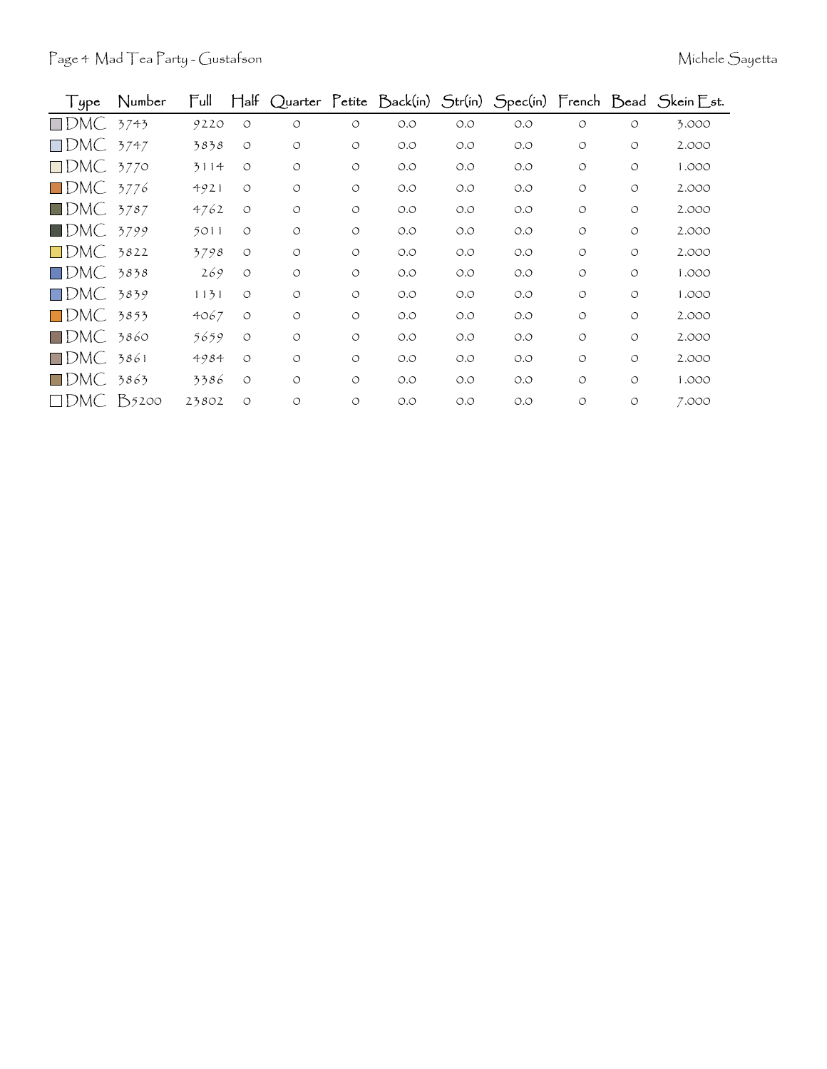| Type | Number | Full | Half | Quarter | Petite | Back(in) | Str(in) | Spec(in) | French | Bead | Skein Est. |
|---|---|---|---|---|---|---|---|---|---|---|---|
| DMC | 3743 | 9220 | 0 | 0 | 0 | 0.0 | 0.0 | 0.0 | 0 | 0 | 3.000 |
| DMC | 3747 | 3838 | 0 | 0 | 0 | 0.0 | 0.0 | 0.0 | 0 | 0 | 2.000 |
| DMC | 3770 | 3114 | 0 | 0 | 0 | 0.0 | 0.0 | 0.0 | 0 | 0 | 1.000 |
| DMC | 3776 | 4921 | 0 | 0 | 0 | 0.0 | 0.0 | 0.0 | 0 | 0 | 2.000 |
| DMC | 3787 | 4762 | 0 | 0 | 0 | 0.0 | 0.0 | 0.0 | 0 | 0 | 2.000 |
| DMC | 3799 | 5011 | 0 | 0 | 0 | 0.0 | 0.0 | 0.0 | 0 | 0 | 2.000 |
| DMC | 3822 | 3798 | 0 | 0 | 0 | 0.0 | 0.0 | 0.0 | 0 | 0 | 2.000 |
| DMC | 3838 | 269 | 0 | 0 | 0 | 0.0 | 0.0 | 0.0 | 0 | 0 | 1.000 |
| DMC | 3839 | 1131 | 0 | 0 | 0 | 0.0 | 0.0 | 0.0 | 0 | 0 | 1.000 |
| DMC | 3853 | 4067 | 0 | 0 | 0 | 0.0 | 0.0 | 0.0 | 0 | 0 | 2.000 |
| DMC | 3860 | 5659 | 0 | 0 | 0 | 0.0 | 0.0 | 0.0 | 0 | 0 | 2.000 |
| DMC | 3861 | 4984 | 0 | 0 | 0 | 0.0 | 0.0 | 0.0 | 0 | 0 | 2.000 |
| DMC | 3863 | 3386 | 0 | 0 | 0 | 0.0 | 0.0 | 0.0 | 0 | 0 | 1.000 |
| DMC | B5200 | 23802 | 0 | 0 | 0 | 0.0 | 0.0 | 0.0 | 0 | 0 | 7.000 |